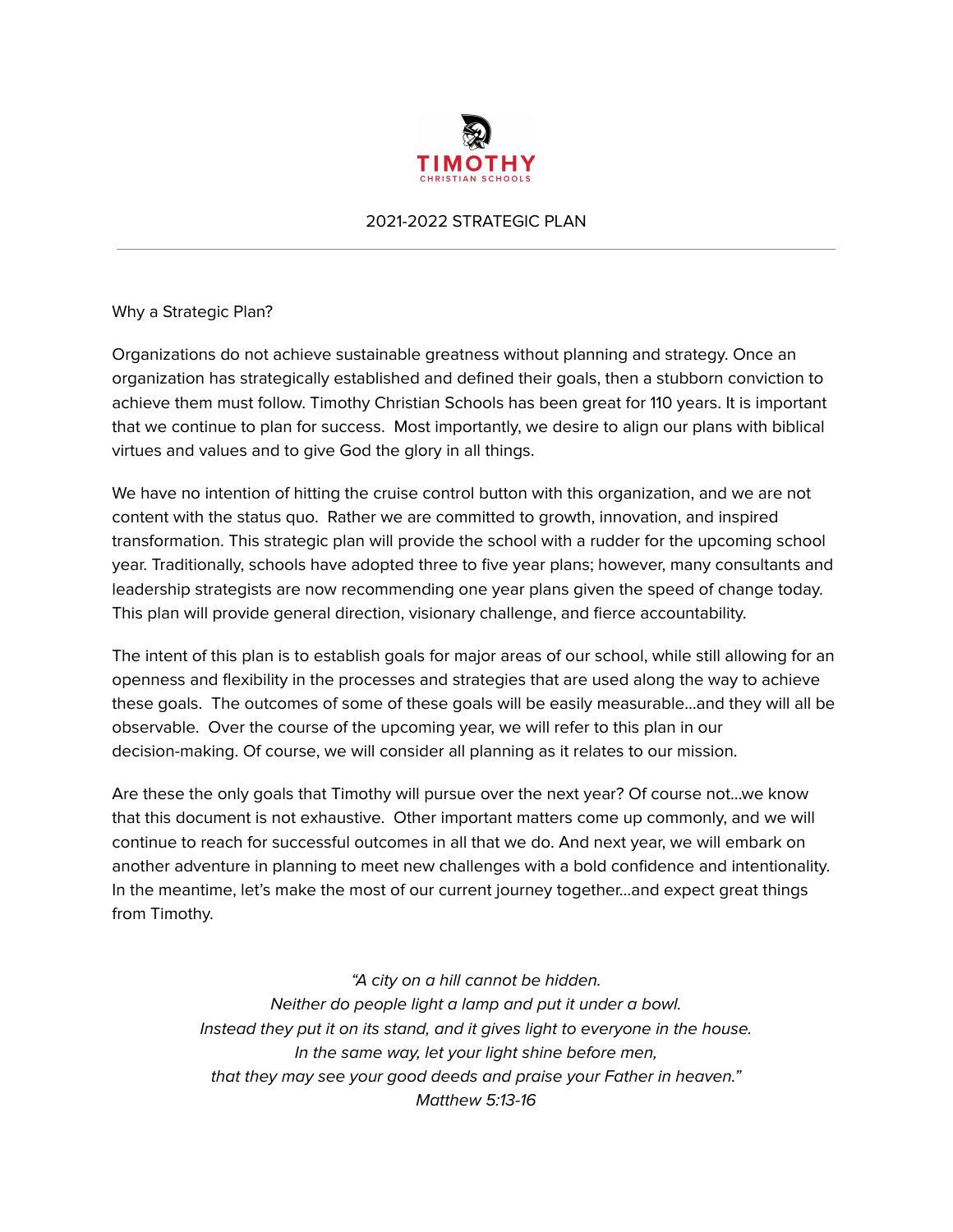TIMOTHY

CHRISTIAN SCHOOLS

# 2021-2022 STRATEGIC PLAN

---

## Why a Strategic Plan?

Organizations do not achieve sustainable greatness without planning and strategy. Once an organization has strategically established and defined their goals, then a stubborn conviction to achieve them must follow. Timothy Christian Schools has been great for 110 years. It is important that we continue to plan for success. Most importantly, we desire to align our plans with biblical virtues and values and to give God the glory in all things.

We have no intention of hitting the cruise control button with this organization, and we are not content with the status quo. Rather we are committed to growth, innovation, and inspired transformation. This strategic plan will provide the school with a rudder for the upcoming school year. Traditionally, schools have adopted three to five year plans; however, many consultants and leadership strategists are now recommending one year plans given the speed of change today. This plan will provide general direction, visionary challenge, and fierce accountability.

The intent of this plan is to establish goals for major areas of our school, while still allowing for an openness and flexibility in the processes and strategies that are used along the way to achieve these goals. The outcomes of some of these goals will be easily measurable…and they will all be observable. Over the course of the upcoming year, we will refer to this plan in our decision-making. Of course, we will consider all planning as it relates to our mission.

Are these the only goals that Timothy will pursue over the next year? Of course not…we know that this document is not exhaustive. Other important matters come up commonly, and we will continue to reach for successful outcomes in all that we do. And next year, we will embark on another adventure in planning to meet new challenges with a bold confidence and intentionality. In the meantime, let's make the most of our current journey together…and expect great things from Timothy.

*"A city on a hill cannot be hidden.*
*Neither do people light a lamp and put it under a bowl.*
*Instead they put it on its stand, and it gives light to everyone in the house.*
*In the same way, let your light shine before men,*
*that they may see your good deeds and praise your Father in heaven."*
*Matthew 5:13-16*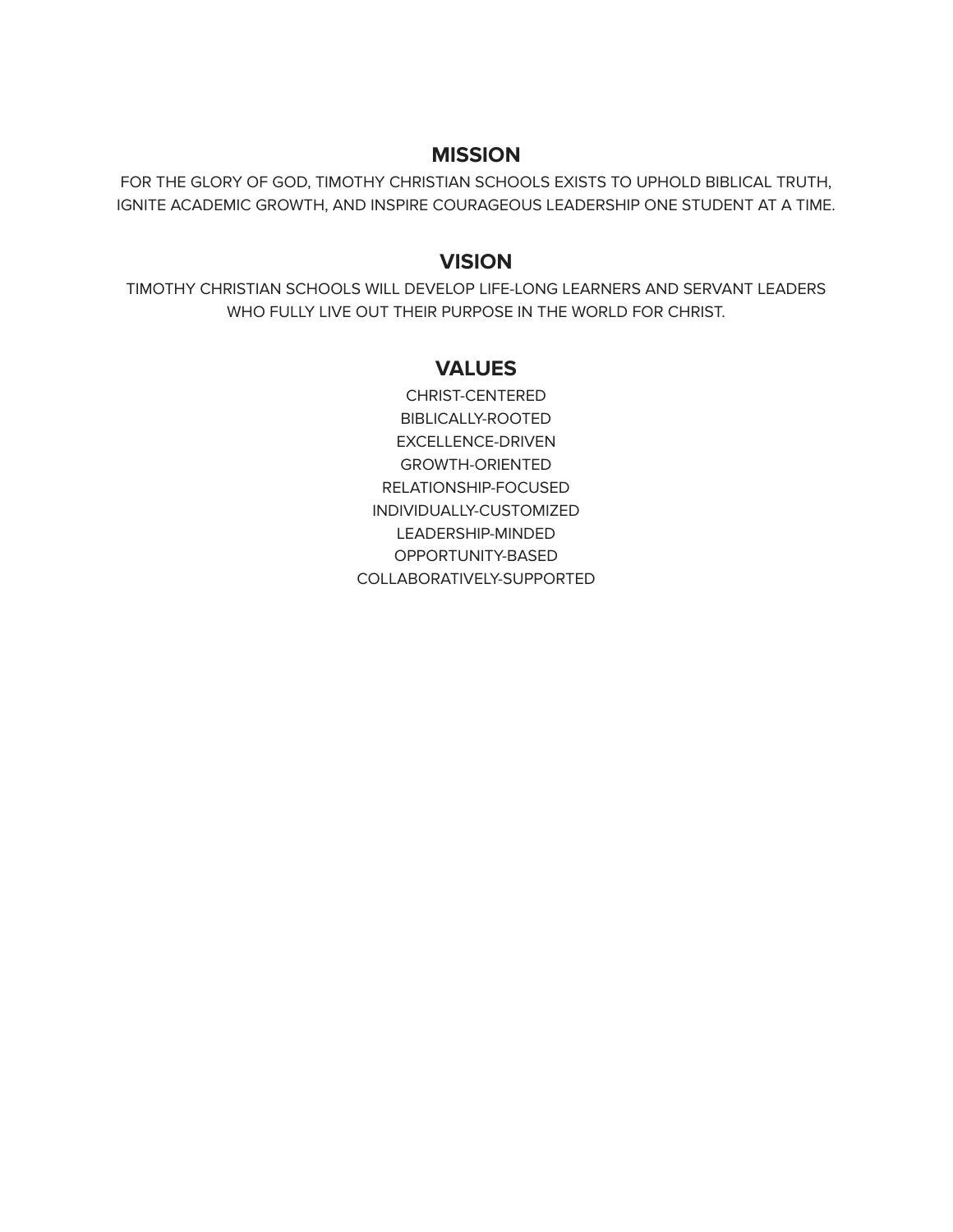## MISSION

FOR THE GLORY OF GOD, TIMOTHY CHRISTIAN SCHOOLS EXISTS TO UPHOLD BIBLICAL TRUTH, IGNITE ACADEMIC GROWTH, AND INSPIRE COURAGEOUS LEADERSHIP ONE STUDENT AT A TIME.

## VISION

TIMOTHY CHRISTIAN SCHOOLS WILL DEVELOP LIFE-LONG LEARNERS AND SERVANT LEADERS WHO FULLY LIVE OUT THEIR PURPOSE IN THE WORLD FOR CHRIST.

## VALUES

CHRIST-CENTERED
BIBLICALLY-ROOTED
EXCELLENCE-DRIVEN
GROWTH-ORIENTED
RELATIONSHIP-FOCUSED
INDIVIDUALLY-CUSTOMIZED
LEADERSHIP-MINDED
OPPORTUNITY-BASED
COLLABORATIVELY-SUPPORTED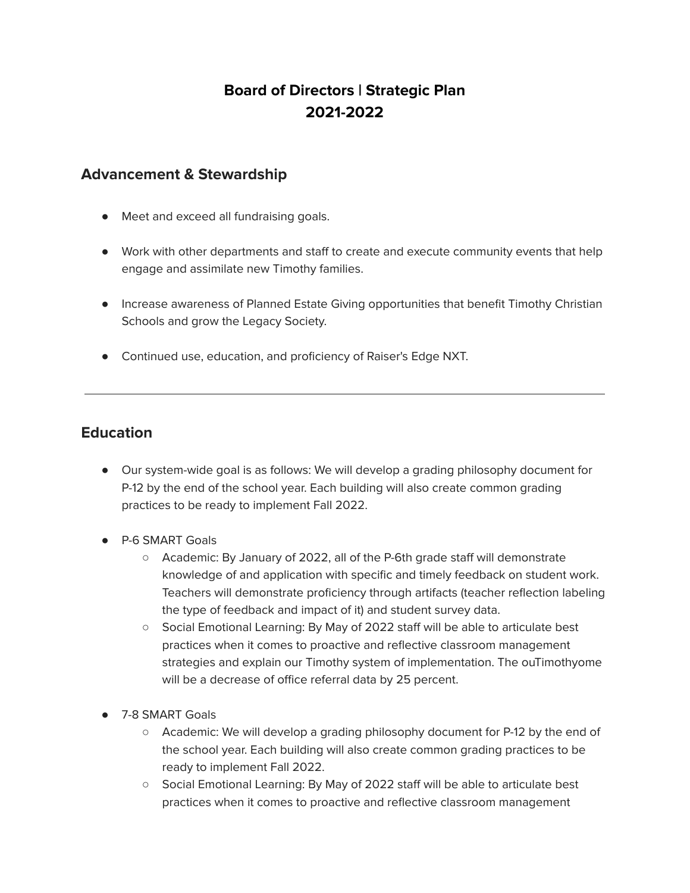# Board of Directors | Strategic Plan
# 2021-2022

## Advancement & Stewardship

- Meet and exceed all fundraising goals.

- Work with other departments and staff to create and execute community events that help engage and assimilate new Timothy families.

- Increase awareness of Planned Estate Giving opportunities that benefit Timothy Christian Schools and grow the Legacy Society.

- Continued use, education, and proficiency of Raiser's Edge NXT.

---

## Education

- Our system-wide goal is as follows: We will develop a grading philosophy document for P-12 by the end of the school year. Each building will also create common grading practices to be ready to implement Fall 2022.

- P-6 SMART Goals
  - Academic: By January of 2022, all of the P-6th grade staff will demonstrate knowledge of and application with specific and timely feedback on student work. Teachers will demonstrate proficiency through artifacts (teacher reflection labeling the type of feedback and impact of it) and student survey data.
  - Social Emotional Learning: By May of 2022 staff will be able to articulate best practices when it comes to proactive and reflective classroom management strategies and explain our Timothy system of implementation. The ouTimothyome will be a decrease of office referral data by 25 percent.

- 7-8 SMART Goals
  - Academic: We will develop a grading philosophy document for P-12 by the end of the school year. Each building will also create common grading practices to be ready to implement Fall 2022.
  - Social Emotional Learning: By May of 2022 staff will be able to articulate best practices when it comes to proactive and reflective classroom management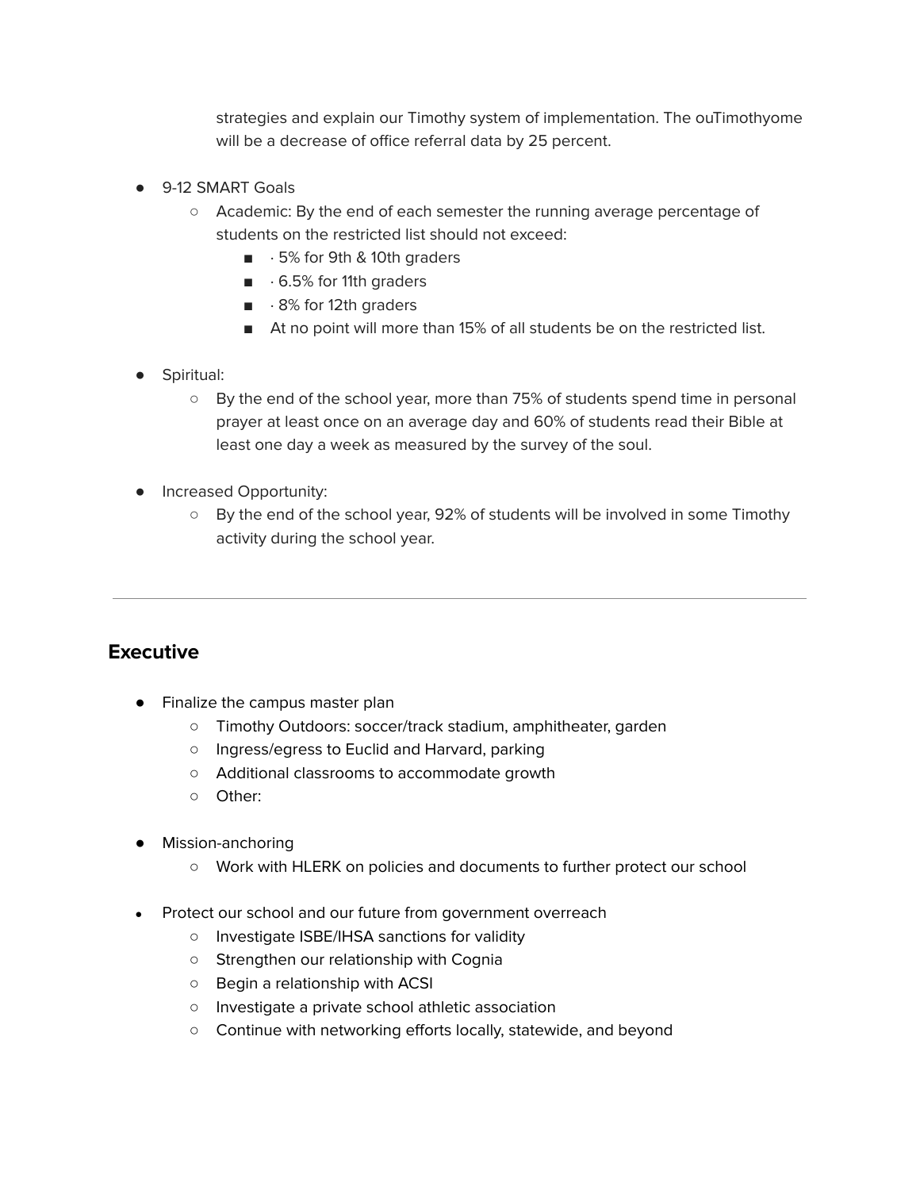strategies and explain our Timothy system of implementation. The ouTimothyome will be a decrease of office referral data by 25 percent.

- 9-12 SMART Goals
  - Academic: By the end of each semester the running average percentage of students on the restricted list should not exceed:
    - · 5% for 9th & 10th graders
    - · 6.5% for 11th graders
    - · 8% for 12th graders
    - At no point will more than 15% of all students be on the restricted list.

- Spiritual:
  - By the end of the school year, more than 75% of students spend time in personal prayer at least once on an average day and 60% of students read their Bible at least one day a week as measured by the survey of the soul.

- Increased Opportunity:
  - By the end of the school year, 92% of students will be involved in some Timothy activity during the school year.

---

## Executive

- Finalize the campus master plan
  - Timothy Outdoors: soccer/track stadium, amphitheater, garden
  - Ingress/egress to Euclid and Harvard, parking
  - Additional classrooms to accommodate growth
  - Other:

- Mission-anchoring
  - Work with HLERK on policies and documents to further protect our school

- Protect our school and our future from government overreach
  - Investigate ISBE/IHSA sanctions for validity
  - Strengthen our relationship with Cognia
  - Begin a relationship with ACSI
  - Investigate a private school athletic association
  - Continue with networking efforts locally, statewide, and beyond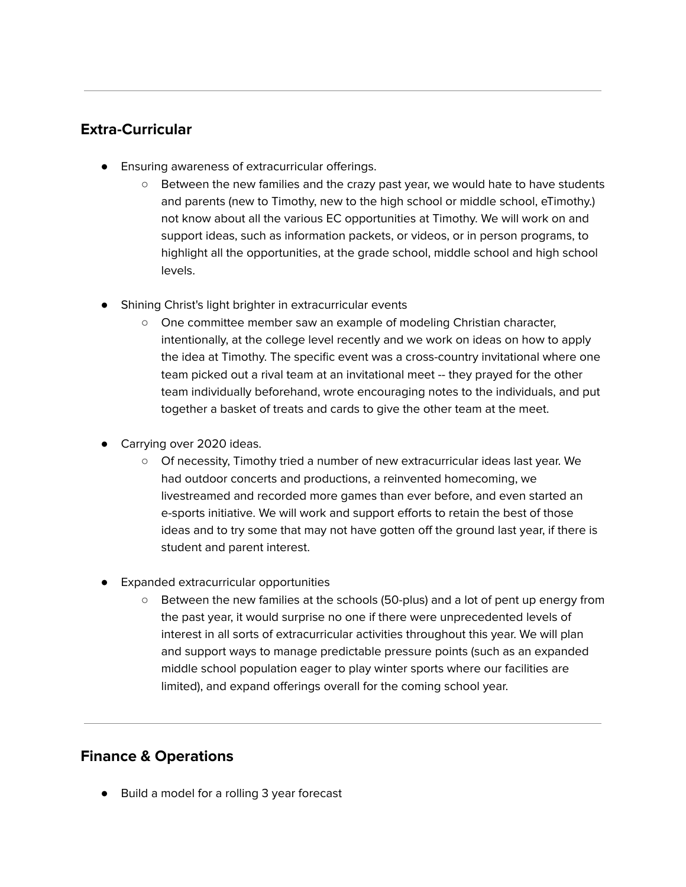---

## Extra-Curricular

- Ensuring awareness of extracurricular offerings.
  - Between the new families and the crazy past year, we would hate to have students and parents (new to Timothy, new to the high school or middle school, eTimothy.) not know about all the various EC opportunities at Timothy. We will work on and support ideas, such as information packets, or videos, or in person programs, to highlight all the opportunities, at the grade school, middle school and high school levels.

- Shining Christ's light brighter in extracurricular events
  - One committee member saw an example of modeling Christian character, intentionally, at the college level recently and we work on ideas on how to apply the idea at Timothy. The specific event was a cross-country invitational where one team picked out a rival team at an invitational meet -- they prayed for the other team individually beforehand, wrote encouraging notes to the individuals, and put together a basket of treats and cards to give the other team at the meet.

- Carrying over 2020 ideas.
  - Of necessity, Timothy tried a number of new extracurricular ideas last year. We had outdoor concerts and productions, a reinvented homecoming, we livestreamed and recorded more games than ever before, and even started an e-sports initiative. We will work and support efforts to retain the best of those ideas and to try some that may not have gotten off the ground last year, if there is student and parent interest.

- Expanded extracurricular opportunities
  - Between the new families at the schools (50-plus) and a lot of pent up energy from the past year, it would surprise no one if there were unprecedented levels of interest in all sorts of extracurricular activities throughout this year. We will plan and support ways to manage predictable pressure points (such as an expanded middle school population eager to play winter sports where our facilities are limited), and expand offerings overall for the coming school year.

---

## Finance & Operations

- Build a model for a rolling 3 year forecast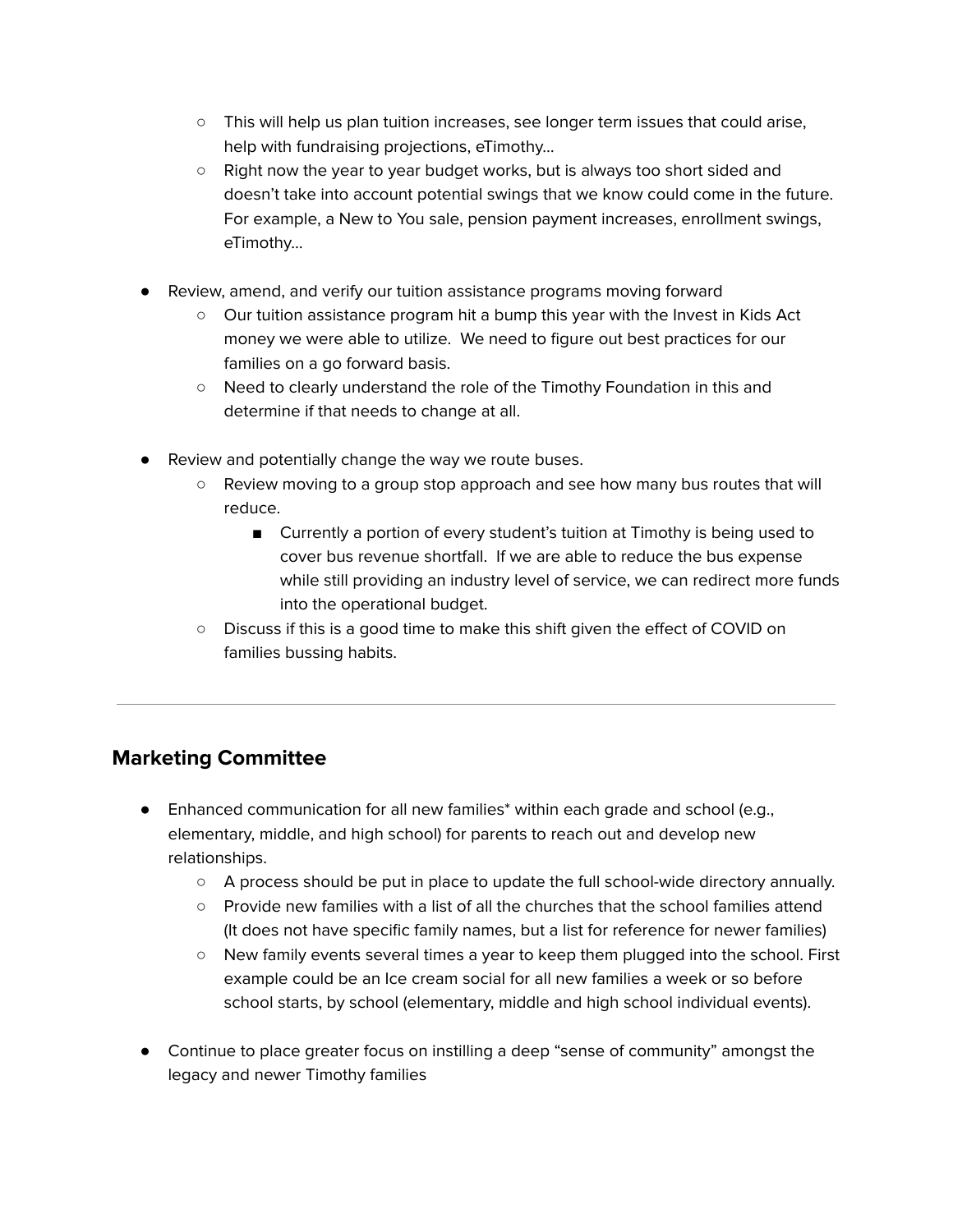- This will help us plan tuition increases, see longer term issues that could arise, help with fundraising projections, eTimothy…
    - Right now the year to year budget works, but is always too short sided and doesn't take into account potential swings that we know could come in the future. For example, a New to You sale, pension payment increases, enrollment swings, eTimothy…

- Review, amend, and verify our tuition assistance programs moving forward
    - Our tuition assistance program hit a bump this year with the Invest in Kids Act money we were able to utilize. We need to figure out best practices for our families on a go forward basis.
    - Need to clearly understand the role of the Timothy Foundation in this and determine if that needs to change at all.

- Review and potentially change the way we route buses.
    - Review moving to a group stop approach and see how many bus routes that will reduce.
        - Currently a portion of every student's tuition at Timothy is being used to cover bus revenue shortfall. If we are able to reduce the bus expense while still providing an industry level of service, we can redirect more funds into the operational budget.
    - Discuss if this is a good time to make this shift given the effect of COVID on families bussing habits.

---

## Marketing Committee

- Enhanced communication for all new families* within each grade and school (e.g., elementary, middle, and high school) for parents to reach out and develop new relationships.
    - A process should be put in place to update the full school-wide directory annually.
    - Provide new families with a list of all the churches that the school families attend (It does not have specific family names, but a list for reference for newer families)
    - New family events several times a year to keep them plugged into the school. First example could be an Ice cream social for all new families a week or so before school starts, by school (elementary, middle and high school individual events).

- Continue to place greater focus on instilling a deep "sense of community" amongst the legacy and newer Timothy families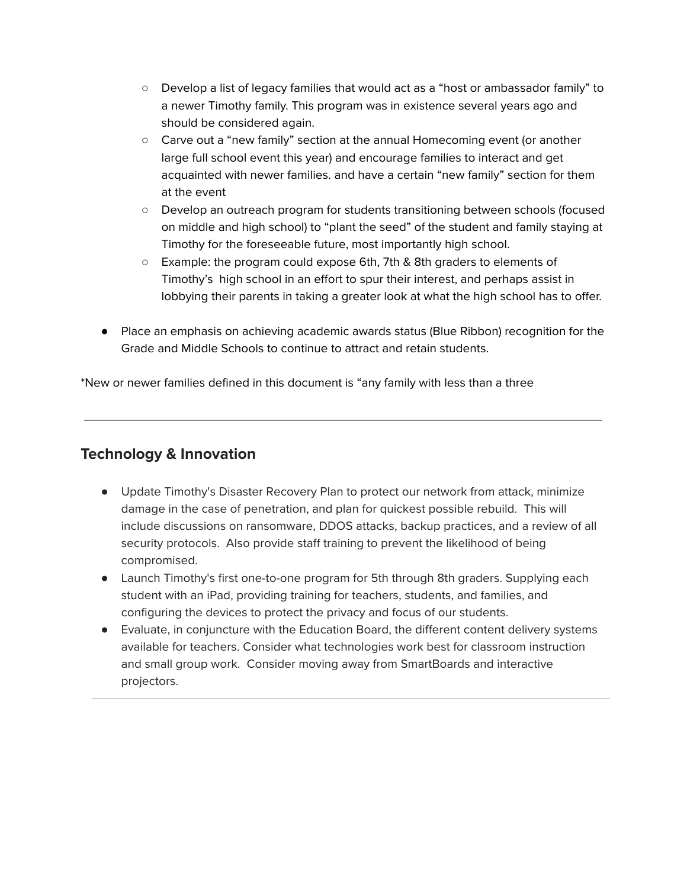- Develop a list of legacy families that would act as a "host or ambassador family" to a newer Timothy family. This program was in existence several years ago and should be considered again.
    - Carve out a "new family" section at the annual Homecoming event (or another large full school event this year) and encourage families to interact and get acquainted with newer families. and have a certain "new family" section for them at the event
    - Develop an outreach program for students transitioning between schools (focused on middle and high school) to "plant the seed" of the student and family staying at Timothy for the foreseeable future, most importantly high school.
    - Example: the program could expose 6th, 7th & 8th graders to elements of Timothy's high school in an effort to spur their interest, and perhaps assist in lobbying their parents in taking a greater look at what the high school has to offer.

- Place an emphasis on achieving academic awards status (Blue Ribbon) recognition for the Grade and Middle Schools to continue to attract and retain students.

*New or newer families defined in this document is "any family with less than a three

---

## Technology & Innovation

- Update Timothy's Disaster Recovery Plan to protect our network from attack, minimize damage in the case of penetration, and plan for quickest possible rebuild. This will include discussions on ransomware, DDOS attacks, backup practices, and a review of all security protocols. Also provide staff training to prevent the likelihood of being compromised.
- Launch Timothy's first one-to-one program for 5th through 8th graders. Supplying each student with an iPad, providing training for teachers, students, and families, and configuring the devices to protect the privacy and focus of our students.
- Evaluate, in conjuncture with the Education Board, the different content delivery systems available for teachers. Consider what technologies work best for classroom instruction and small group work. Consider moving away from SmartBoards and interactive projectors.

---